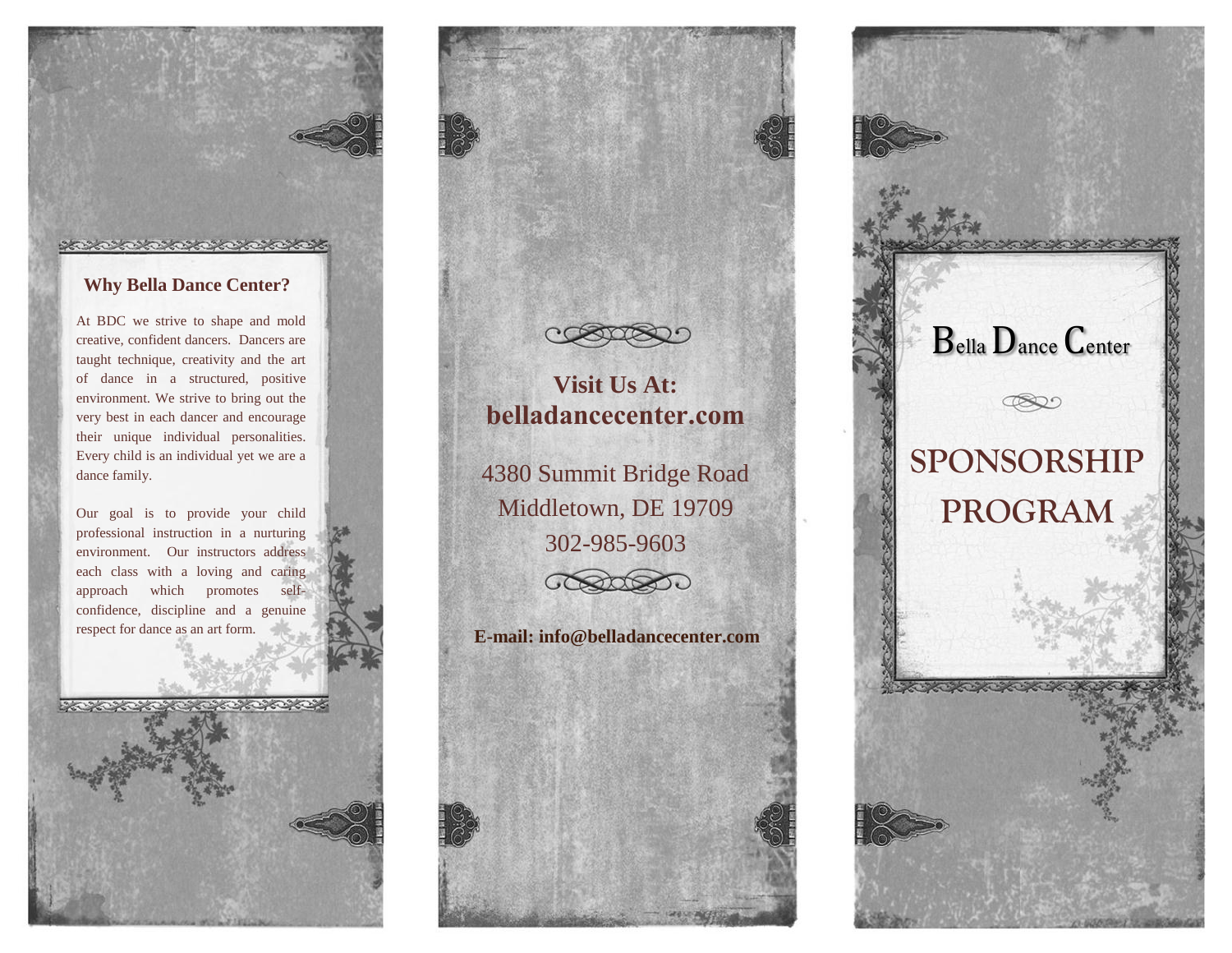## Why Bella Dance Center?

At BDC we strive to shape and mold creative, confident dancers. Dancers are taught technique, creativity and the art of dance in a structured, positive environment. We strive to bring out the very best in each dancer and encourage their unique individual personalities. Every child is an individual yet we are a dance family.

Our goal is to provide your child professional instruction in a nurturing environment. Our instructors address each class with a loving and caring approach which promotes self-confidence, discipline and a genuine respect for dance as an art form.

**Visit Us At:**
**belladancecenter.com**

4380 Summit Bridge Road
Middletown, DE 19709
302-985-9603

**E-mail: info@belladancecenter.com**

# Bella Dance Center

# SPONSORSHIP PROGRAM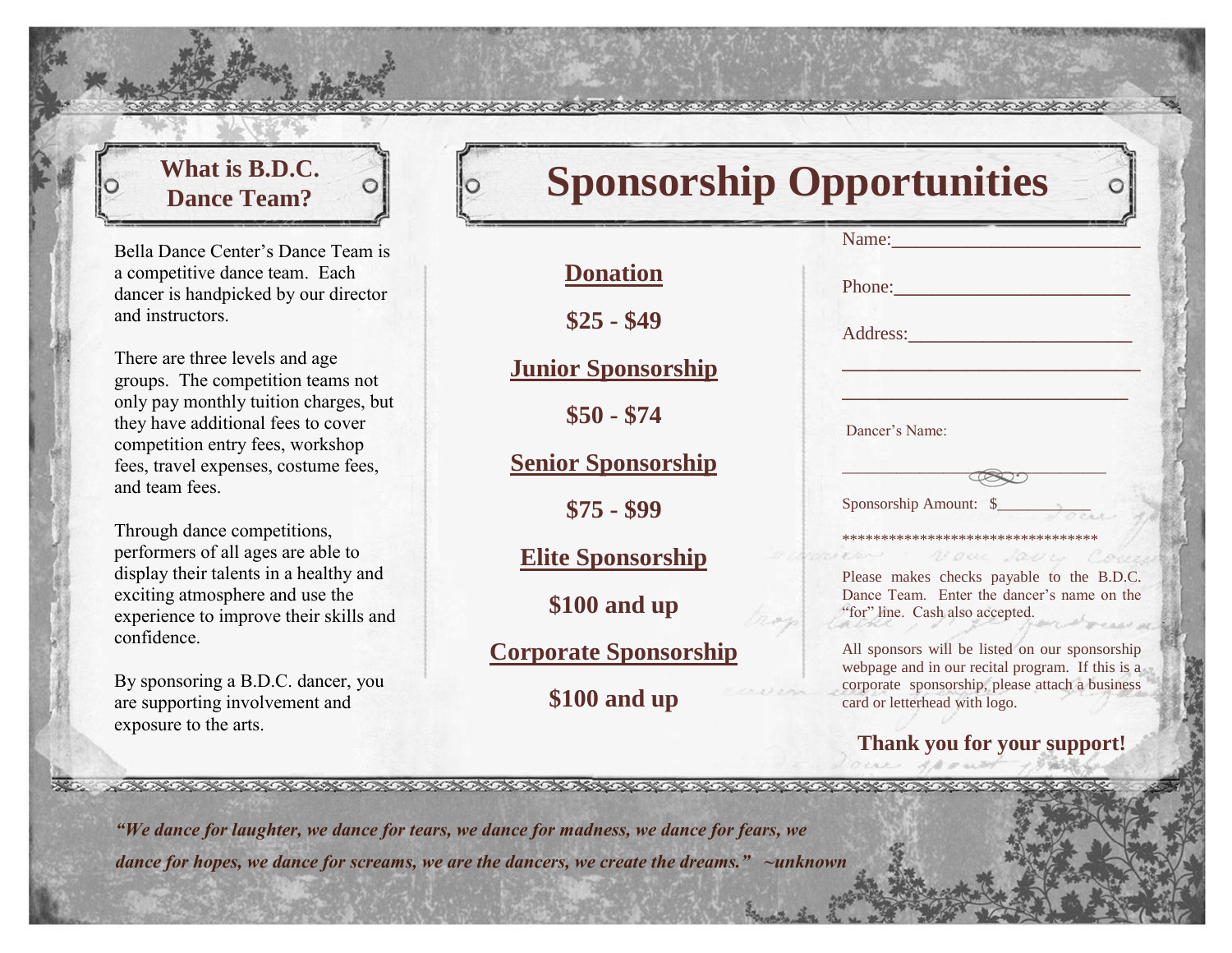## What is B.D.C. Dance Team?

Bella Dance Center's Dance Team is a competitive dance team. Each dancer is handpicked by our director and instructors.

There are three levels and age groups. The competition teams not only pay monthly tuition charges, but they have additional fees to cover competition entry fees, workshop fees, travel expenses, costume fees, and team fees.

Through dance competitions, performers of all ages are able to display their talents in a healthy and exciting atmosphere and use the experience to improve their skills and confidence.

By sponsoring a B.D.C. dancer, you are supporting involvement and exposure to the arts.

# Sponsorship Opportunities

**Donation**

**$25 - $49**

**Junior Sponsorship**

**$50 - $74**

**Senior Sponsorship**

**$75 - $99**

**Elite Sponsorship**

**$100 and up**

**Corporate Sponsorship**

**$100 and up**

Name:_________________________

Phone:________________________

Address:______________________

______________________________

_____________________________

Dancer's Name:

_____________________________

Sponsorship Amount: $___________

**********************************

Please makes checks payable to the B.D.C. Dance Team. Enter the dancer's name on the "for" line. Cash also accepted.

All sponsors will be listed on our sponsorship webpage and in our recital program. If this is a corporate sponsorship, please attach a business card or letterhead with logo.

**Thank you for your support!**

***"We dance for laughter, we dance for tears, we dance for madness, we dance for fears, we dance for hopes, we dance for screams, we are the dancers, we create the dreams." ~unknown***